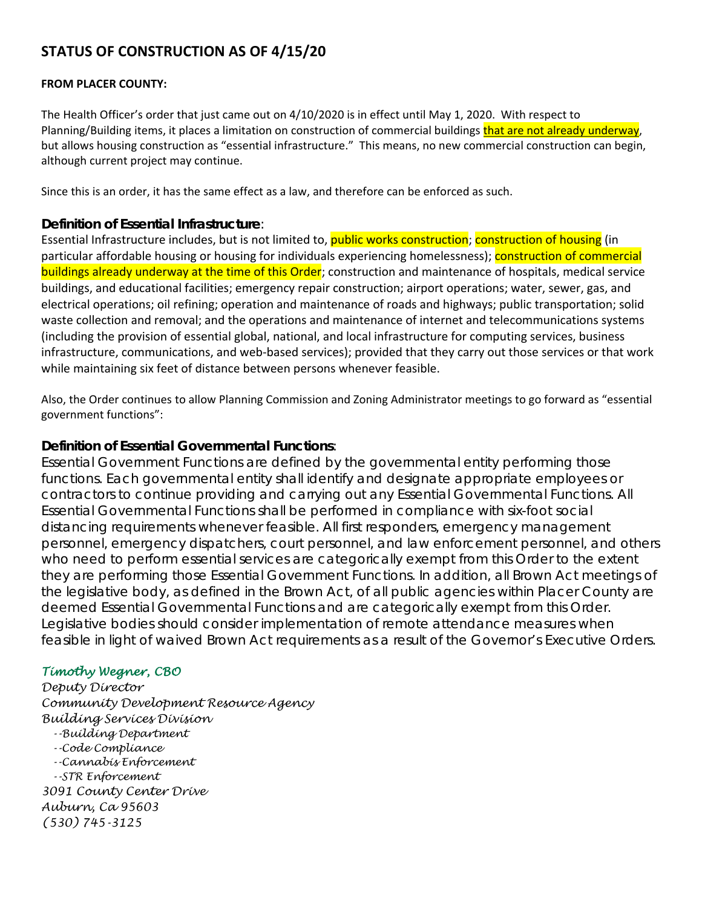# STATUS OF CONSTRUCTION AS OF 4/15/20

**FROM PLACER COUNTY:**

The Health Officer's order that just came out on 4/10/2020 is in effect until May 1, 2020. With respect to Planning/Building items, it places a limitation on construction of commercial buildings that are not already underway, but allows housing construction as "essential infrastructure." This means, no new commercial construction can begin, although current project may continue.

Since this is an order, it has the same effect as a law, and therefore can be enforced as such.

**Definition of Essential Infrastructure**:

Essential Infrastructure includes, but is not limited to, public works construction; construction of housing (in particular affordable housing or housing for individuals experiencing homelessness); construction of commercial buildings already underway at the time of this Order; construction and maintenance of hospitals, medical service buildings, and educational facilities; emergency repair construction; airport operations; water, sewer, gas, and electrical operations; oil refining; operation and maintenance of roads and highways; public transportation; solid waste collection and removal; and the operations and maintenance of internet and telecommunications systems (including the provision of essential global, national, and local infrastructure for computing services, business infrastructure, communications, and web-based services); provided that they carry out those services or that work while maintaining six feet of distance between persons whenever feasible.

Also, the Order continues to allow Planning Commission and Zoning Administrator meetings to go forward as "essential government functions":

**Definition of Essential Governmental Functions**:

Essential Government Functions are defined by the governmental entity performing those functions. Each governmental entity shall identify and designate appropriate employees or contractors to continue providing and carrying out any Essential Governmental Functions. All Essential Governmental Functions shall be performed in compliance with six-foot social distancing requirements whenever feasible. All first responders, emergency management personnel, emergency dispatchers, court personnel, and law enforcement personnel, and others who need to perform essential services are categorically exempt from this Order to the extent they are performing those Essential Government Functions. In addition, all Brown Act meetings of the legislative body, as defined in the Brown Act, of all public agencies within Placer County are deemed Essential Governmental Functions and are categorically exempt from this Order. Legislative bodies should consider implementation of remote attendance measures when feasible in light of waived Brown Act requirements as a result of the Governor's Executive Orders.

*Timothy Wegner, CBO*
*Deputy Director*
*Community Development Resource Agency*
*Building Services Division*
*--Building Department*
*--Code Compliance*
*--Cannabis Enforcement*
*--STR Enforcement*
*3091 County Center Drive*
*Auburn, Ca 95603*
*(530) 745-3125*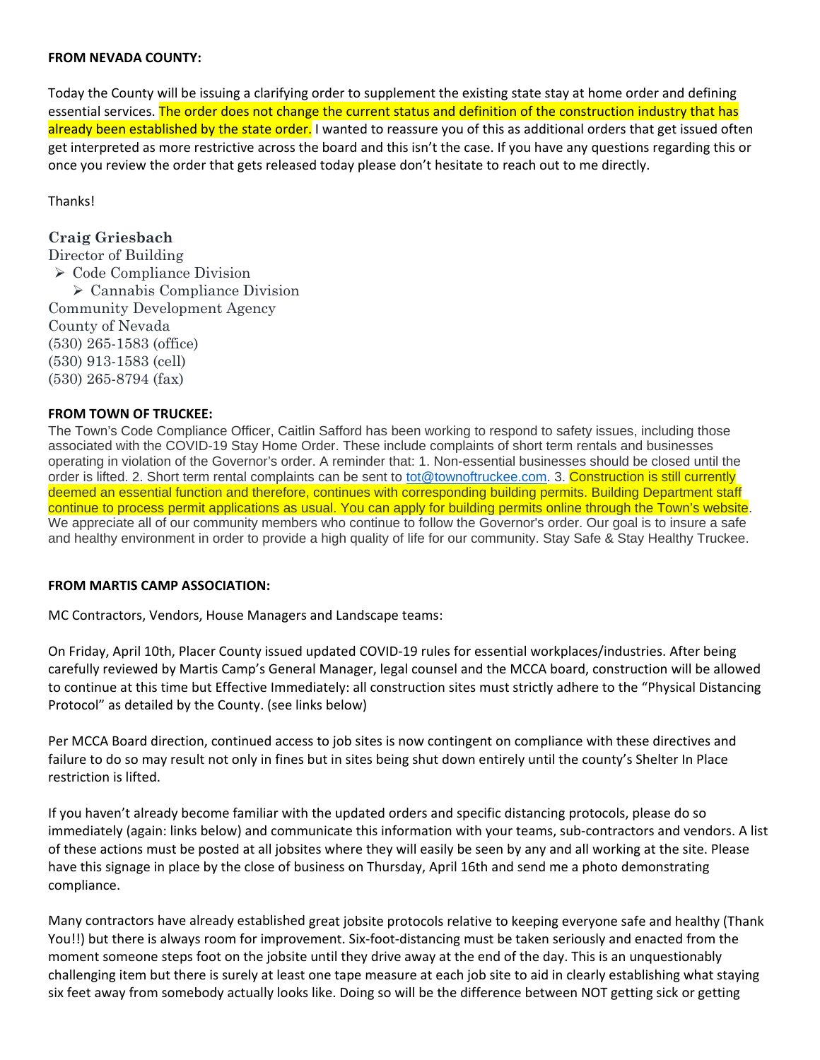**FROM NEVADA COUNTY:**

Today the County will be issuing a clarifying order to supplement the existing state stay at home order and defining essential services. The order does not change the current status and definition of the construction industry that has already been established by the state order. I wanted to reassure you of this as additional orders that get issued often get interpreted as more restrictive across the board and this isn't the case. If you have any questions regarding this or once you review the order that gets released today please don't hesitate to reach out to me directly.

Thanks!

**Craig Griesbach**
Director of Building
- Code Compliance Division
  - Cannabis Compliance Division

Community Development Agency
County of Nevada
(530) 265-1583 (office)
(530) 913-1583 (cell)
(530) 265-8794 (fax)

**FROM TOWN OF TRUCKEE:**

The Town's Code Compliance Officer, Caitlin Safford has been working to respond to safety issues, including those associated with the COVID-19 Stay Home Order. These include complaints of short term rentals and businesses operating in violation of the Governor's order. A reminder that: 1. Non-essential businesses should be closed until the order is lifted. 2. Short term rental complaints can be sent to tot@townoftruckee.com. 3. Construction is still currently deemed an essential function and therefore, continues with corresponding building permits. Building Department staff continue to process permit applications as usual. You can apply for building permits online through the Town's website. We appreciate all of our community members who continue to follow the Governor's order. Our goal is to insure a safe and healthy environment in order to provide a high quality of life for our community. Stay Safe & Stay Healthy Truckee.

**FROM MARTIS CAMP ASSOCIATION:**

MC Contractors, Vendors, House Managers and Landscape teams:

On Friday, April 10th, Placer County issued updated COVID-19 rules for essential workplaces/industries. After being carefully reviewed by Martis Camp's General Manager, legal counsel and the MCCA board, construction will be allowed to continue at this time but Effective Immediately: all construction sites must strictly adhere to the "Physical Distancing Protocol" as detailed by the County. (see links below)

Per MCCA Board direction, continued access to job sites is now contingent on compliance with these directives and failure to do so may result not only in fines but in sites being shut down entirely until the county's Shelter In Place restriction is lifted.

If you haven't already become familiar with the updated orders and specific distancing protocols, please do so immediately (again: links below) and communicate this information with your teams, sub-contractors and vendors. A list of these actions must be posted at all jobsites where they will easily be seen by any and all working at the site. Please have this signage in place by the close of business on Thursday, April 16th and send me a photo demonstrating compliance.

Many contractors have already established great jobsite protocols relative to keeping everyone safe and healthy (Thank You!!) but there is always room for improvement. Six-foot-distancing must be taken seriously and enacted from the moment someone steps foot on the jobsite until they drive away at the end of the day. This is an unquestionably challenging item but there is surely at least one tape measure at each job site to aid in clearly establishing what staying six feet away from somebody actually looks like. Doing so will be the difference between NOT getting sick or getting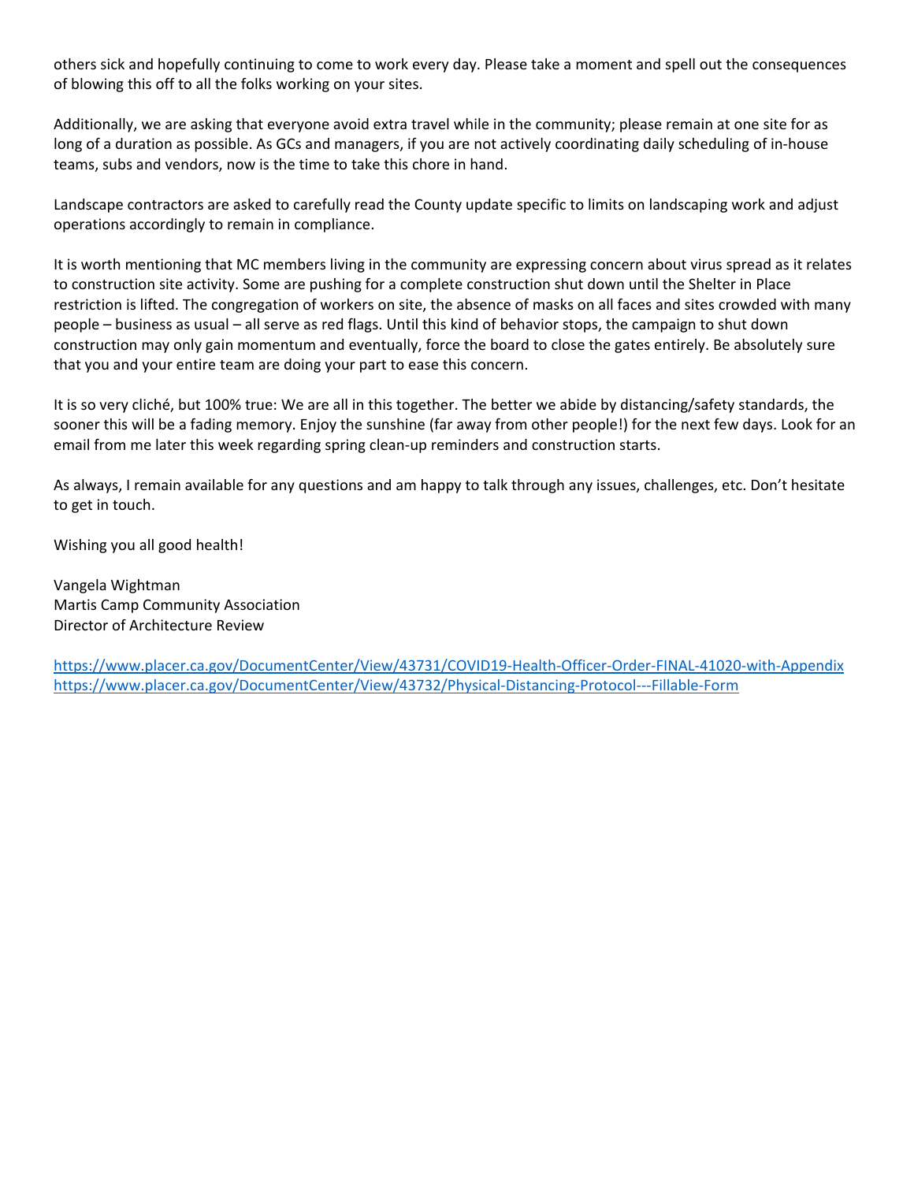others sick and hopefully continuing to come to work every day. Please take a moment and spell out the consequences of blowing this off to all the folks working on your sites.

Additionally, we are asking that everyone avoid extra travel while in the community; please remain at one site for as long of a duration as possible. As GCs and managers, if you are not actively coordinating daily scheduling of in-house teams, subs and vendors, now is the time to take this chore in hand.

Landscape contractors are asked to carefully read the County update specific to limits on landscaping work and adjust operations accordingly to remain in compliance.

It is worth mentioning that MC members living in the community are expressing concern about virus spread as it relates to construction site activity. Some are pushing for a complete construction shut down until the Shelter in Place restriction is lifted. The congregation of workers on site, the absence of masks on all faces and sites crowded with many people – business as usual – all serve as red flags. Until this kind of behavior stops, the campaign to shut down construction may only gain momentum and eventually, force the board to close the gates entirely. Be absolutely sure that you and your entire team are doing your part to ease this concern.

It is so very cliché, but 100% true: We are all in this together. The better we abide by distancing/safety standards, the sooner this will be a fading memory. Enjoy the sunshine (far away from other people!) for the next few days. Look for an email from me later this week regarding spring clean-up reminders and construction starts.

As always, I remain available for any questions and am happy to talk through any issues, challenges, etc. Don't hesitate to get in touch.

Wishing you all good health!

Vangela Wightman
Martis Camp Community Association
Director of Architecture Review

https://www.placer.ca.gov/DocumentCenter/View/43731/COVID19-Health-Officer-Order-FINAL-41020-with-Appendix
https://www.placer.ca.gov/DocumentCenter/View/43732/Physical-Distancing-Protocol---Fillable-Form